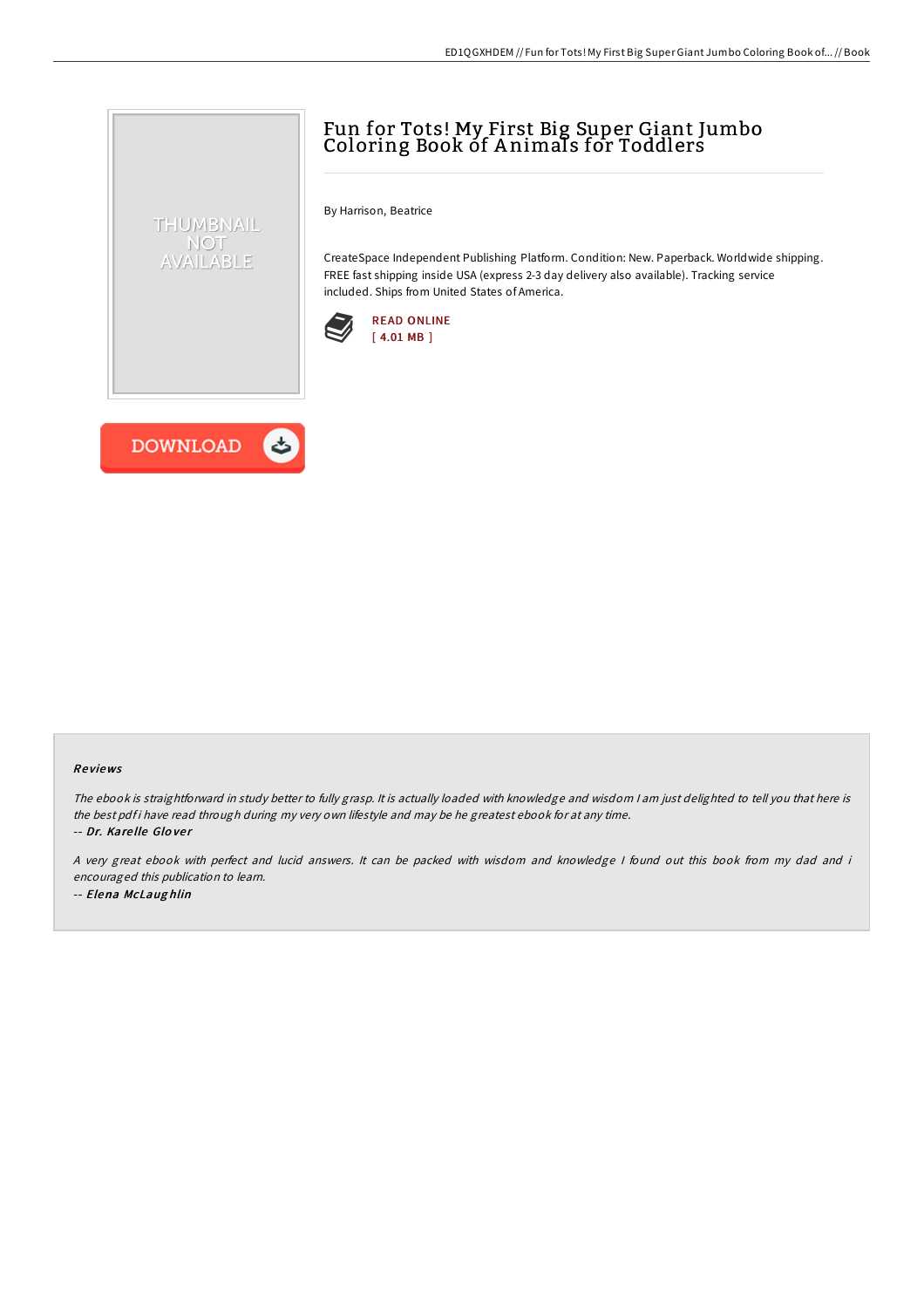# Fun for Tots! My First Big Super Giant Jumbo Coloring Book of Animals for Toddlers

By Harrison, Beatrice

CreateSpace Independent Publishing Platform. Condition: New. Paperback. Worldwide shipping. FREE fast shipping inside USA (express 2-3 day delivery also available). Tracking service included. Ships from United States of America.

READ ONLINE
[ 4.01 MB ]

DOWNLOAD

## Reviews

*The ebook is straightforward in study better to fully grasp. It is actually loaded with knowledge and wisdom I am just delighted to tell you that here is the best pdf i have read through during my very own lifestyle and may be he greatest ebook for at any time.*

-- *Dr. Karelle Glover*

*A very great ebook with perfect and lucid answers. It can be packed with wisdom and knowledge I found out this book from my dad and i encouraged this publication to learn.*

-- *Elena McLaughlin*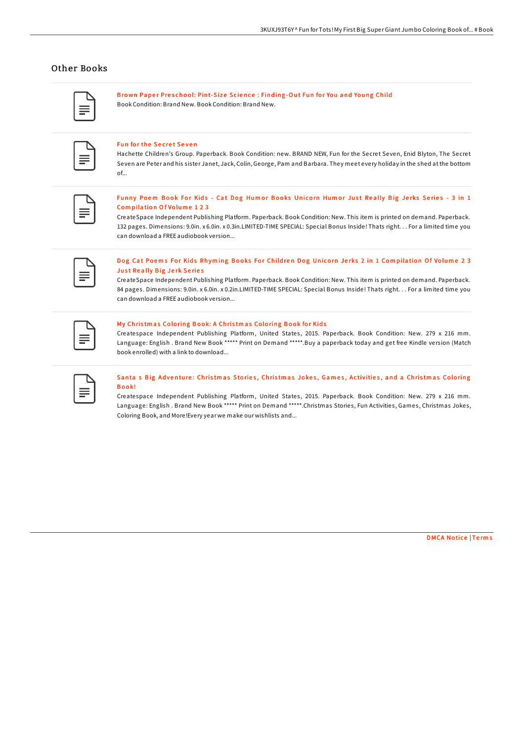## Other Books

**Brown Paper Preschool: Pint-Size Science : Finding-Out Fun for You and Young Child**

Book Condition: Brand New. Book Condition: Brand New.

**Fun for the Secret Seven**

Hachette Children's Group. Paperback. Book Condition: new. BRAND NEW, Fun for the Secret Seven, Enid Blyton, The Secret Seven are Peter and his sister Janet, Jack, Colin, George, Pam and Barbara. They meet every holiday in the shed at the bottom of...

**Funny Poem Book For Kids - Cat Dog Humor Books Unicorn Humor Just Really Big Jerks Series - 3 in 1 Compilation Of Volume 1 2 3**

CreateSpace Independent Publishing Platform. Paperback. Book Condition: New. This item is printed on demand. Paperback. 132 pages. Dimensions: 9.0in. x 6.0in. x 0.3in.LIMITED-TIME SPECIAL: Special Bonus Inside! Thats right. . . For a limited time you can download a FREE audiobook version...

**Dog Cat Poems For Kids Rhyming Books For Children Dog Unicorn Jerks 2 in 1 Compilation Of Volume 2 3 Just Really Big Jerk Series**

CreateSpace Independent Publishing Platform. Paperback. Book Condition: New. This item is printed on demand. Paperback. 84 pages. Dimensions: 9.0in. x 6.0in. x 0.2in.LIMITED-TIME SPECIAL: Special Bonus Inside! Thats right. . . For a limited time you can download a FREE audiobook version...

**My Christmas Coloring Book: A Christmas Coloring Book for Kids**

Createspace Independent Publishing Platform, United States, 2015. Paperback. Book Condition: New. 279 x 216 mm. Language: English . Brand New Book ***** Print on Demand *****.Buy a paperback today and get free Kindle version (Match book enrolled) with a link to download...

**Santa s Big Adventure: Christmas Stories, Christmas Jokes, Games, Activities, and a Christmas Coloring Book!**

Createspace Independent Publishing Platform, United States, 2015. Paperback. Book Condition: New. 279 x 216 mm. Language: English . Brand New Book ***** Print on Demand *****.Christmas Stories, Fun Activities, Games, Christmas Jokes, Coloring Book, and More!Every year we make our wishlists and...